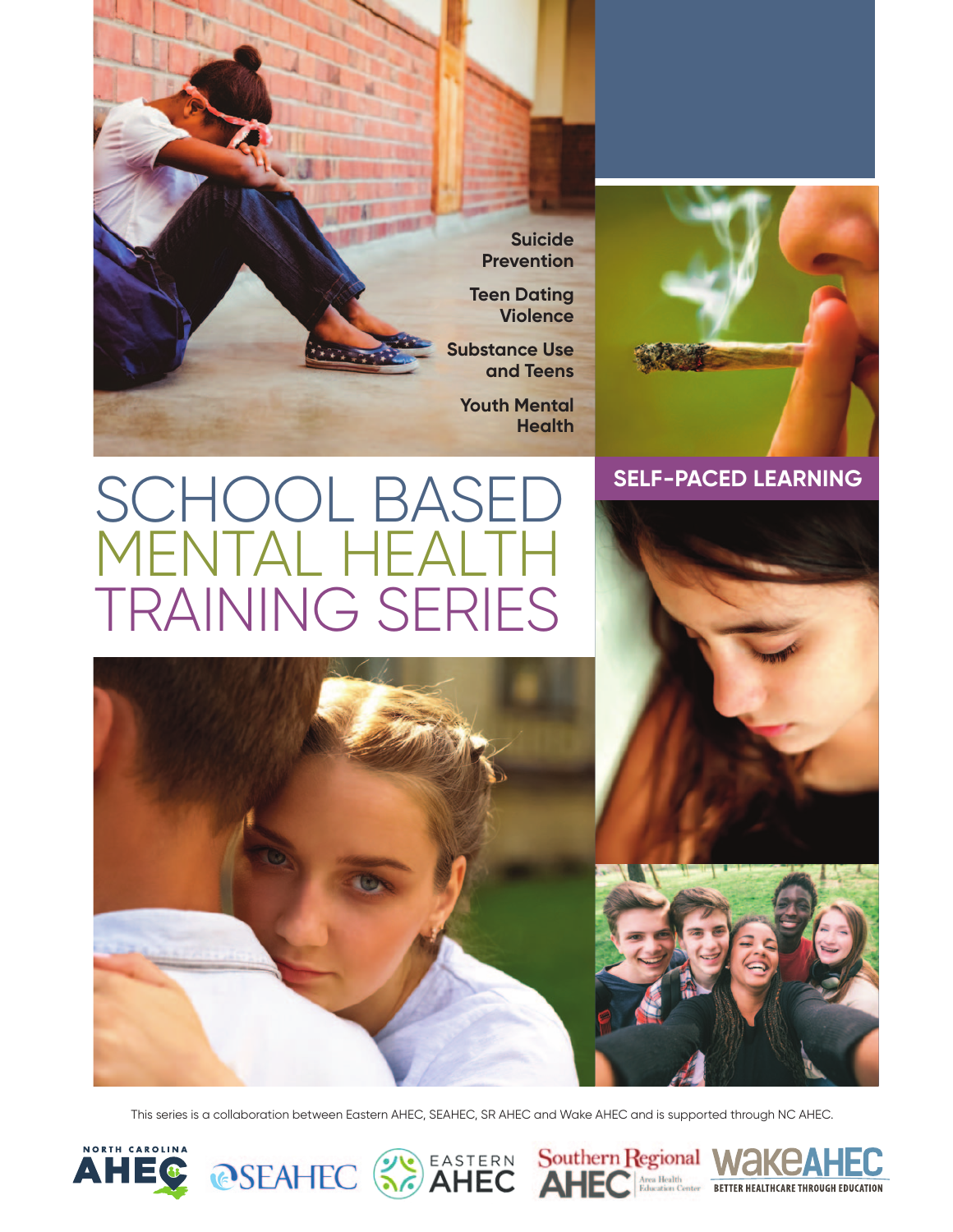Suicide Prevention

Teen Dating Violence

Substance Use and Teens

Youth Mental Health

**SELF-PACED LEARNING**

# SCHOOL BASED MENTAL HEALTH TRAINING SERIES

This series is a collaboration between Eastern AHEC, SEAHEC, SR AHEC and Wake AHEC and is supported through NC AHEC.

NORTH CAROLINA AHEC | SEAHEC | EASTERN AHEC | Southern Regional AHEC Area Health Education Center | WakeAHEC BETTER HEALTHCARE THROUGH EDUCATION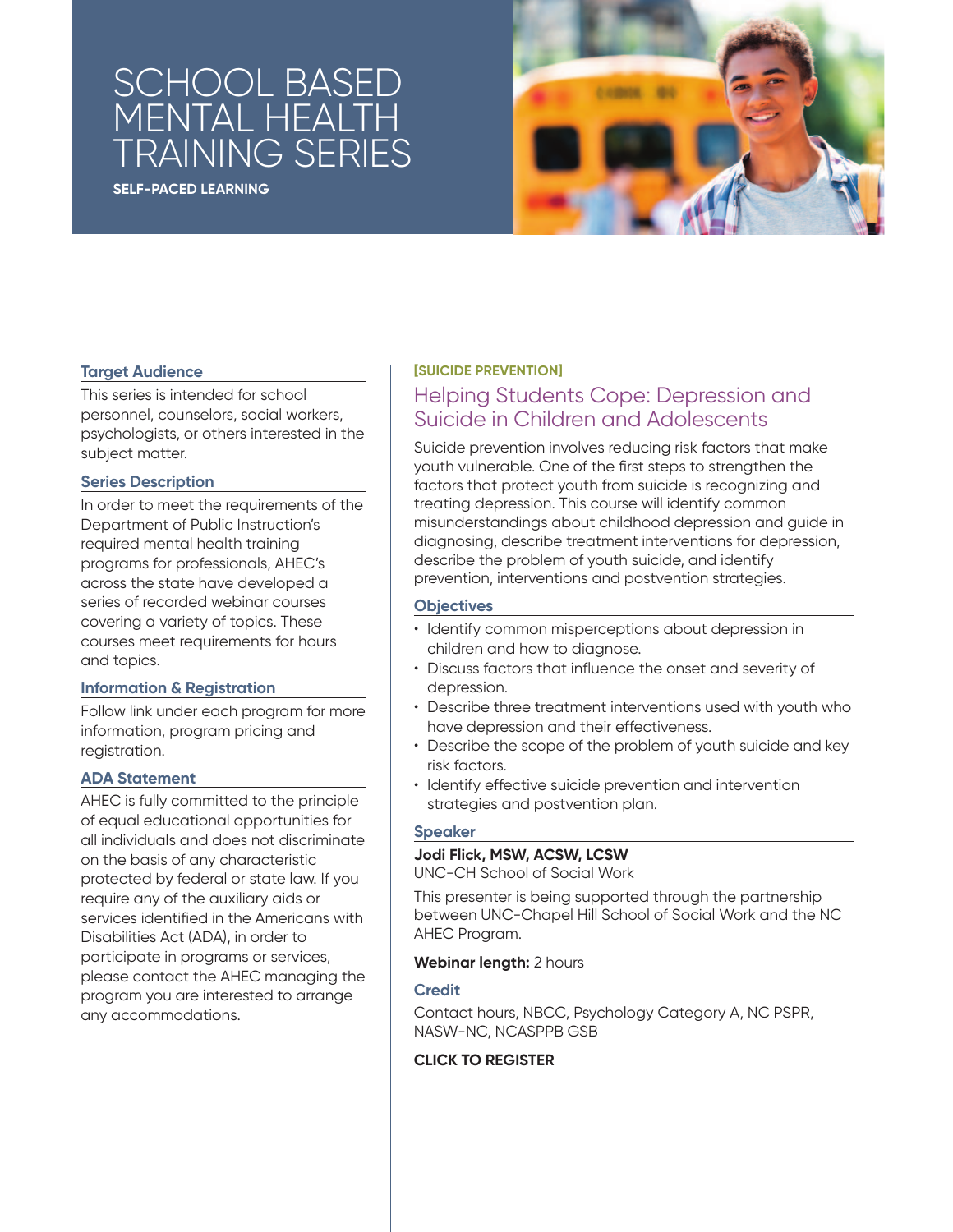# SCHOOL BASED MENTAL HEALTH TRAINING SERIES

**SELF-PACED LEARNING**

### Target Audience

This series is intended for school personnel, counselors, social workers, psychologists, or others interested in the subject matter.

### Series Description

In order to meet the requirements of the Department of Public Instruction's required mental health training programs for professionals, AHEC's across the state have developed a series of recorded webinar courses covering a variety of topics. These courses meet requirements for hours and topics.

### Information & Registration

Follow link under each program for more information, program pricing and registration.

### ADA Statement

AHEC is fully committed to the principle of equal educational opportunities for all individuals and does not discriminate on the basis of any characteristic protected by federal or state law. If you require any of the auxiliary aids or services identified in the Americans with Disabilities Act (ADA), in order to participate in programs or services, please contact the AHEC managing the program you are interested to arrange any accommodations.

**[SUICIDE PREVENTION]**

## Helping Students Cope: Depression and Suicide in Children and Adolescents

Suicide prevention involves reducing risk factors that make youth vulnerable. One of the first steps to strengthen the factors that protect youth from suicide is recognizing and treating depression. This course will identify common misunderstandings about childhood depression and guide in diagnosing, describe treatment interventions for depression, describe the problem of youth suicide, and identify prevention, interventions and postvention strategies.

### Objectives

- Identify common misperceptions about depression in children and how to diagnose.
- Discuss factors that influence the onset and severity of depression.
- Describe three treatment interventions used with youth who have depression and their effectiveness.
- Describe the scope of the problem of youth suicide and key risk factors.
- Identify effective suicide prevention and intervention strategies and postvention plan.

### Speaker

**Jodi Flick, MSW, ACSW, LCSW**
UNC-CH School of Social Work

This presenter is being supported through the partnership between UNC-Chapel Hill School of Social Work and the NC AHEC Program.

**Webinar length:** 2 hours

### Credit

Contact hours, NBCC, Psychology Category A, NC PSPR, NASW-NC, NCASPPB GSB

**CLICK TO REGISTER**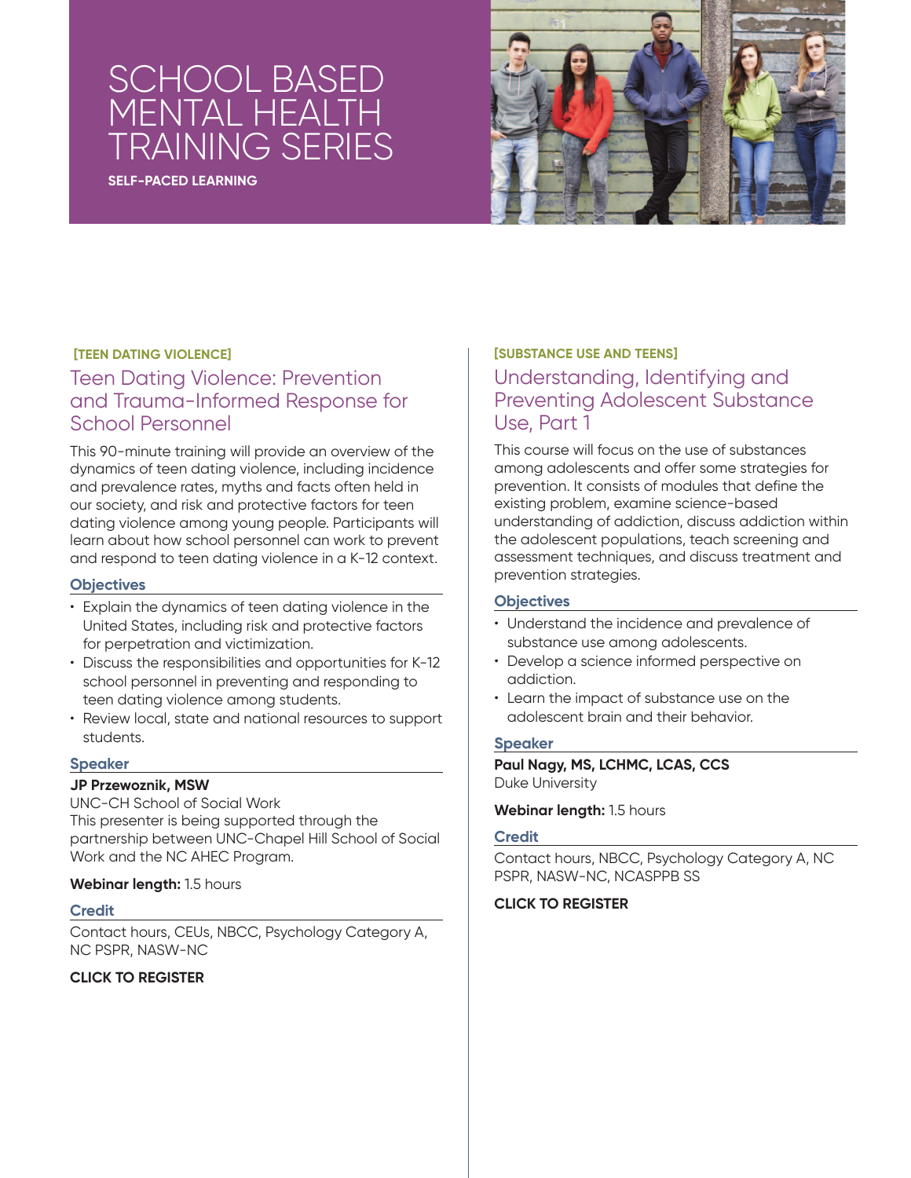# SCHOOL BASED MENTAL HEALTH TRAINING SERIES

**SELF-PACED LEARNING**

**[TEEN DATING VIOLENCE]**

## Teen Dating Violence: Prevention and Trauma-Informed Response for School Personnel

This 90-minute training will provide an overview of the dynamics of teen dating violence, including incidence and prevalence rates, myths and facts often held in our society, and risk and protective factors for teen dating violence among young people. Participants will learn about how school personnel can work to prevent and respond to teen dating violence in a K-12 context.

### Objectives

- Explain the dynamics of teen dating violence in the United States, including risk and protective factors for perpetration and victimization.
- Discuss the responsibilities and opportunities for K-12 school personnel in preventing and responding to teen dating violence among students.
- Review local, state and national resources to support students.

### Speaker

**JP Przewoznik, MSW**
UNC-CH School of Social Work
This presenter is being supported through the partnership between UNC-Chapel Hill School of Social Work and the NC AHEC Program.

**Webinar length:** 1.5 hours

### Credit

Contact hours, CEUs, NBCC, Psychology Category A, NC PSPR, NASW-NC

**CLICK TO REGISTER**

**[SUBSTANCE USE AND TEENS]**

## Understanding, Identifying and Preventing Adolescent Substance Use, Part 1

This course will focus on the use of substances among adolescents and offer some strategies for prevention. It consists of modules that define the existing problem, examine science-based understanding of addiction, discuss addiction within the adolescent populations, teach screening and assessment techniques, and discuss treatment and prevention strategies.

### Objectives

- Understand the incidence and prevalence of substance use among adolescents.
- Develop a science informed perspective on addiction.
- Learn the impact of substance use on the adolescent brain and their behavior.

### Speaker

**Paul Nagy, MS, LCHMC, LCAS, CCS**
Duke University

**Webinar length:** 1.5 hours

### Credit

Contact hours, NBCC, Psychology Category A, NC PSPR, NASW-NC, NCASPPB SS

**CLICK TO REGISTER**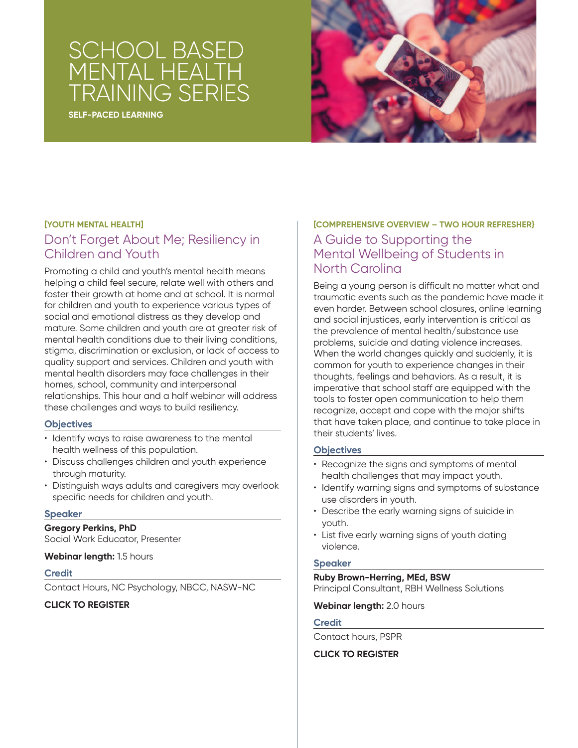# SCHOOL BASED MENTAL HEALTH TRAINING SERIES

**SELF-PACED LEARNING**

**[YOUTH MENTAL HEALTH]**

## Don't Forget About Me; Resiliency in Children and Youth

Promoting a child and youth's mental health means helping a child feel secure, relate well with others and foster their growth at home and at school. It is normal for children and youth to experience various types of social and emotional distress as they develop and mature. Some children and youth are at greater risk of mental health conditions due to their living conditions, stigma, discrimination or exclusion, or lack of access to quality support and services. Children and youth with mental health disorders may face challenges in their homes, school, community and interpersonal relationships. This hour and a half webinar will address these challenges and ways to build resiliency.

### Objectives

- Identify ways to raise awareness to the mental health wellness of this population.
- Discuss challenges children and youth experience through maturity.
- Distinguish ways adults and caregivers may overlook specific needs for children and youth.

### Speaker

**Gregory Perkins, PhD**
Social Work Educator, Presenter

**Webinar length:** 1.5 hours

### Credit

Contact Hours, NC Psychology, NBCC, NASW-NC

**CLICK TO REGISTER**

**[COMPREHENSIVE OVERVIEW – TWO HOUR REFRESHER}**

## A Guide to Supporting the Mental Wellbeing of Students in North Carolina

Being a young person is difficult no matter what and traumatic events such as the pandemic have made it even harder. Between school closures, online learning and social injustices, early intervention is critical as the prevalence of mental health/substance use problems, suicide and dating violence increases. When the world changes quickly and suddenly, it is common for youth to experience changes in their thoughts, feelings and behaviors. As a result, it is imperative that school staff are equipped with the tools to foster open communication to help them recognize, accept and cope with the major shifts that have taken place, and continue to take place in their students' lives.

### Objectives

- Recognize the signs and symptoms of mental health challenges that may impact youth.
- Identify warning signs and symptoms of substance use disorders in youth.
- Describe the early warning signs of suicide in youth.
- List five early warning signs of youth dating violence.

### Speaker

**Ruby Brown-Herring, MEd, BSW**
Principal Consultant, RBH Wellness Solutions

**Webinar length:** 2.0 hours

### Credit

Contact hours, PSPR

**CLICK TO REGISTER**